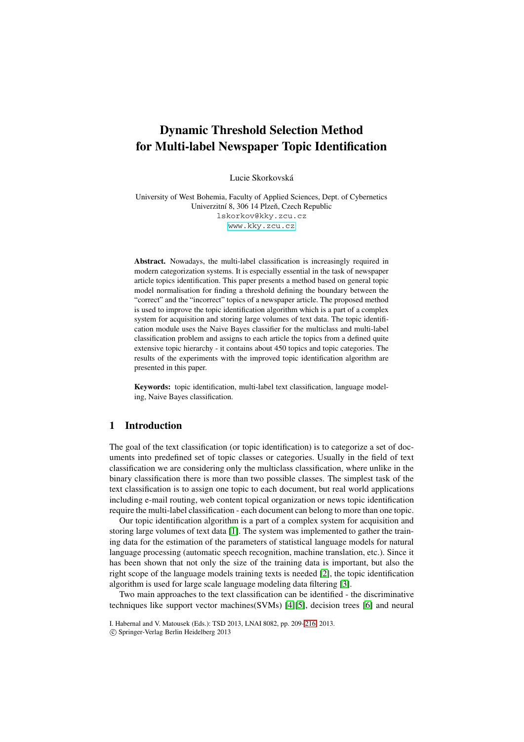// Dynamic Threshold Selection Method for Multi-label Newspaper Topic Identification

Lucie Skorkovská

University of West Bohemia, Faculty of Applied Sciences, Dept. of Cybernetics
Univerzitní 8, 306 14 Plzeň, Czech Republic
lskorkov@kky.zcu.cz
www.kky.zcu.cz

**Abstract.** Nowadays, the multi-label classification is increasingly required in modern categorization systems. It is especially essential in the task of newspaper article topics identification. This paper presents a method based on general topic model normalisation for finding a threshold defining the boundary between the "correct" and the "incorrect" topics of a newspaper article. The proposed method is used to improve the topic identification algorithm which is a part of a complex system for acquisition and storing large volumes of text data. The topic identification module uses the Naive Bayes classifier for the multiclass and multi-label classification problem and assigns to each article the topics from a defined quite extensive topic hierarchy - it contains about 450 topics and topic categories. The results of the experiments with the improved topic identification algorithm are presented in this paper.

**Keywords:** topic identification, multi-label text classification, language modeling, Naive Bayes classification.

## 1 Introduction

The goal of the text classification (or topic identification) is to categorize a set of documents into predefined set of topic classes or categories. Usually in the field of text classification we are considering only the multiclass classification, where unlike in the binary classification there is more than two possible classes. The simplest task of the text classification is to assign one topic to each document, but real world applications including e-mail routing, web content topical organization or news topic identification require the multi-label classification - each document can belong to more than one topic.

Our topic identification algorithm is a part of a complex system for acquisition and storing large volumes of text data [1]. The system was implemented to gather the training data for the estimation of the parameters of statistical language models for natural language processing (automatic speech recognition, machine translation, etc.). Since it has been shown that not only the size of the training data is important, but also the right scope of the language models training texts is needed [2], the topic identification algorithm is used for large scale language modeling data filtering [3].

Two main approaches to the text classification can be identified - the discriminative techniques like support vector machines(SVMs) [4][5], decision trees [6] and neural

I. Habernal and V. Matousek (Eds.): TSD 2013, LNAI 8082, pp. 209–216, 2013.
© Springer-Verlag Berlin Heidelberg 2013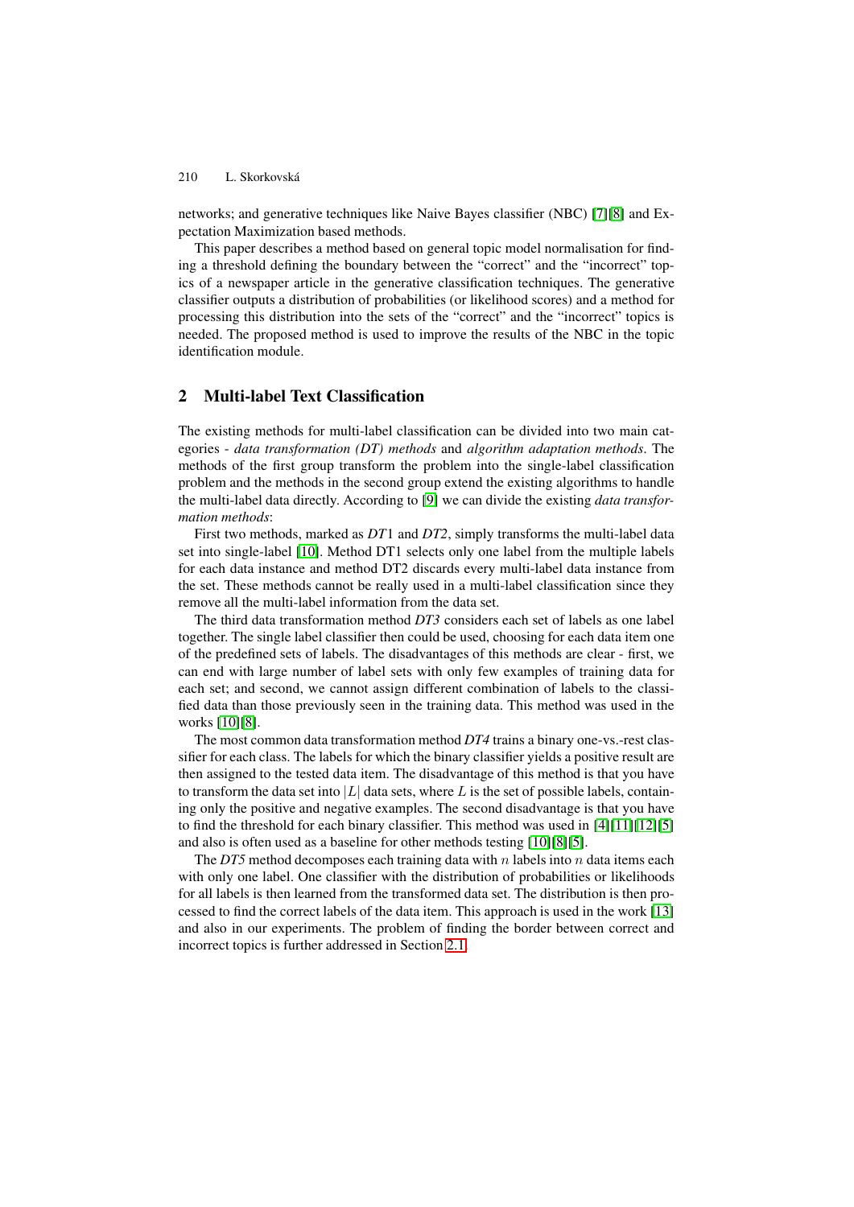networks; and generative techniques like Naive Bayes classifier (NBC) [7][8] and Expectation Maximization based methods.

This paper describes a method based on general topic model normalisation for finding a threshold defining the boundary between the "correct" and the "incorrect" topics of a newspaper article in the generative classification techniques. The generative classifier outputs a distribution of probabilities (or likelihood scores) and a method for processing this distribution into the sets of the "correct" and the "incorrect" topics is needed. The proposed method is used to improve the results of the NBC in the topic identification module.

## 2 Multi-label Text Classification

The existing methods for multi-label classification can be divided into two main categories - *data transformation (DT) methods* and *algorithm adaptation methods*. The methods of the first group transform the problem into the single-label classification problem and the methods in the second group extend the existing algorithms to handle the multi-label data directly. According to [9] we can divide the existing *data transformation methods*:

First two methods, marked as *DT*1 and *DT2*, simply transforms the multi-label data set into single-label [10]. Method DT1 selects only one label from the multiple labels for each data instance and method DT2 discards every multi-label data instance from the set. These methods cannot be really used in a multi-label classification since they remove all the multi-label information from the data set.

The third data transformation method *DT3* considers each set of labels as one label together. The single label classifier then could be used, choosing for each data item one of the predefined sets of labels. The disadvantages of this methods are clear - first, we can end with large number of label sets with only few examples of training data for each set; and second, we cannot assign different combination of labels to the classified data than those previously seen in the training data. This method was used in the works [10][8].

The most common data transformation method *DT4* trains a binary one-vs.-rest classifier for each class. The labels for which the binary classifier yields a positive result are then assigned to the tested data item. The disadvantage of this method is that you have to transform the data set into $|L|$ data sets, where $L$ is the set of possible labels, containing only the positive and negative examples. The second disadvantage is that you have to find the threshold for each binary classifier. This method was used in [4][11][12][5] and also is often used as a baseline for other methods testing [10][8][5].

The *DT5* method decomposes each training data with $n$ labels into $n$ data items each with only one label. One classifier with the distribution of probabilities or likelihoods for all labels is then learned from the transformed data set. The distribution is then processed to find the correct labels of the data item. This approach is used in the work [13] and also in our experiments. The problem of finding the border between correct and incorrect topics is further addressed in Section 2.1.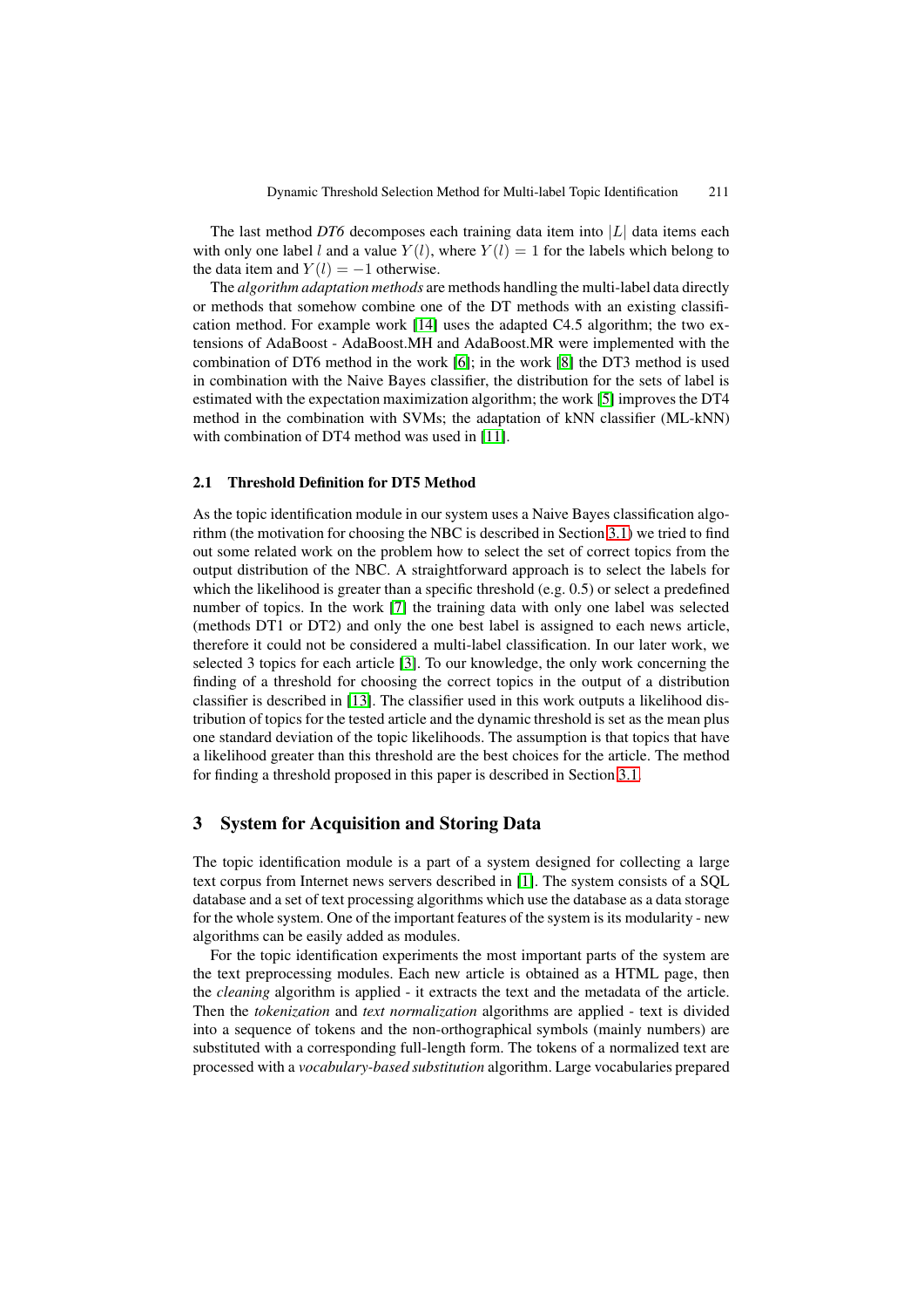The last method *DT6* decomposes each training data item into $|L|$ data items each with only one label $l$ and a value $Y(l)$, where $Y(l) = 1$ for the labels which belong to the data item and $Y(l) = -1$ otherwise.

The *algorithm adaptation methods* are methods handling the multi-label data directly or methods that somehow combine one of the DT methods with an existing classification method. For example work [14] uses the adapted C4.5 algorithm; the two extensions of AdaBoost - AdaBoost.MH and AdaBoost.MR were implemented with the combination of DT6 method in the work [6]; in the work [8] the DT3 method is used in combination with the Naive Bayes classifier, the distribution for the sets of label is estimated with the expectation maximization algorithm; the work [5] improves the DT4 method in the combination with SVMs; the adaptation of kNN classifier (ML-kNN) with combination of DT4 method was used in [11].

### 2.1 Threshold Definition for DT5 Method

As the topic identification module in our system uses a Naive Bayes classification algorithm (the motivation for choosing the NBC is described in Section 3.1) we tried to find out some related work on the problem how to select the set of correct topics from the output distribution of the NBC. A straightforward approach is to select the labels for which the likelihood is greater than a specific threshold (e.g. 0.5) or select a predefined number of topics. In the work [7] the training data with only one label was selected (methods DT1 or DT2) and only the one best label is assigned to each news article, therefore it could not be considered a multi-label classification. In our later work, we selected 3 topics for each article [3]. To our knowledge, the only work concerning the finding of a threshold for choosing the correct topics in the output of a distribution classifier is described in [13]. The classifier used in this work outputs a likelihood distribution of topics for the tested article and the dynamic threshold is set as the mean plus one standard deviation of the topic likelihoods. The assumption is that topics that have a likelihood greater than this threshold are the best choices for the article. The method for finding a threshold proposed in this paper is described in Section 3.1.

## 3 System for Acquisition and Storing Data

The topic identification module is a part of a system designed for collecting a large text corpus from Internet news servers described in [1]. The system consists of a SQL database and a set of text processing algorithms which use the database as a data storage for the whole system. One of the important features of the system is its modularity - new algorithms can be easily added as modules.

For the topic identification experiments the most important parts of the system are the text preprocessing modules. Each new article is obtained as a HTML page, then the *cleaning* algorithm is applied - it extracts the text and the metadata of the article. Then the *tokenization* and *text normalization* algorithms are applied - text is divided into a sequence of tokens and the non-orthographical symbols (mainly numbers) are substituted with a corresponding full-length form. The tokens of a normalized text are processed with a *vocabulary-based substitution* algorithm. Large vocabularies prepared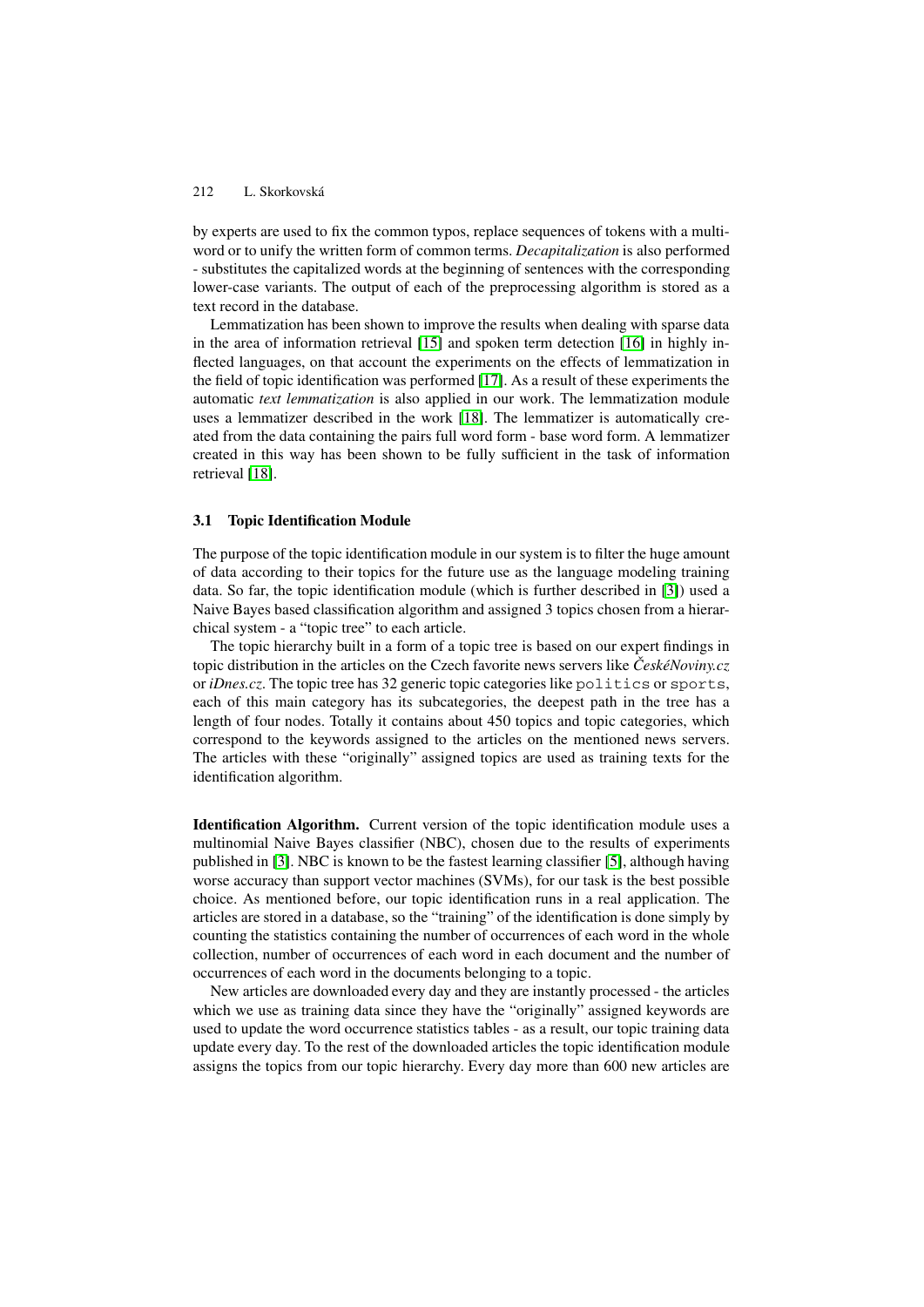by experts are used to fix the common typos, replace sequences of tokens with a multi-word or to unify the written form of common terms. *Decapitalization* is also performed - substitutes the capitalized words at the beginning of sentences with the corresponding lower-case variants. The output of each of the preprocessing algorithm is stored as a text record in the database.

Lemmatization has been shown to improve the results when dealing with sparse data in the area of information retrieval [15] and spoken term detection [16] in highly inflected languages, on that account the experiments on the effects of lemmatization in the field of topic identification was performed [17]. As a result of these experiments the automatic *text lemmatization* is also applied in our work. The lemmatization module uses a lemmatizer described in the work [18]. The lemmatizer is automatically created from the data containing the pairs full word form - base word form. A lemmatizer created in this way has been shown to be fully sufficient in the task of information retrieval [18].

### 3.1 Topic Identification Module

The purpose of the topic identification module in our system is to filter the huge amount of data according to their topics for the future use as the language modeling training data. So far, the topic identification module (which is further described in [3]) used a Naive Bayes based classification algorithm and assigned 3 topics chosen from a hierarchical system - a "topic tree" to each article.

The topic hierarchy built in a form of a topic tree is based on our expert findings in topic distribution in the articles on the Czech favorite news servers like *ČeskéNoviny.cz* or *iDnes.cz*. The topic tree has 32 generic topic categories like `politics` or `sports`, each of this main category has its subcategories, the deepest path in the tree has a length of four nodes. Totally it contains about 450 topics and topic categories, which correspond to the keywords assigned to the articles on the mentioned news servers. The articles with these "originally" assigned topics are used as training texts for the identification algorithm.

**Identification Algorithm.** Current version of the topic identification module uses a multinomial Naive Bayes classifier (NBC), chosen due to the results of experiments published in [3]. NBC is known to be the fastest learning classifier [5], although having worse accuracy than support vector machines (SVMs), for our task is the best possible choice. As mentioned before, our topic identification runs in a real application. The articles are stored in a database, so the "training" of the identification is done simply by counting the statistics containing the number of occurrences of each word in the whole collection, number of occurrences of each word in each document and the number of occurrences of each word in the documents belonging to a topic.

New articles are downloaded every day and they are instantly processed - the articles which we use as training data since they have the "originally" assigned keywords are used to update the word occurrence statistics tables - as a result, our topic training data update every day. To the rest of the downloaded articles the topic identification module assigns the topics from our topic hierarchy. Every day more than 600 new articles are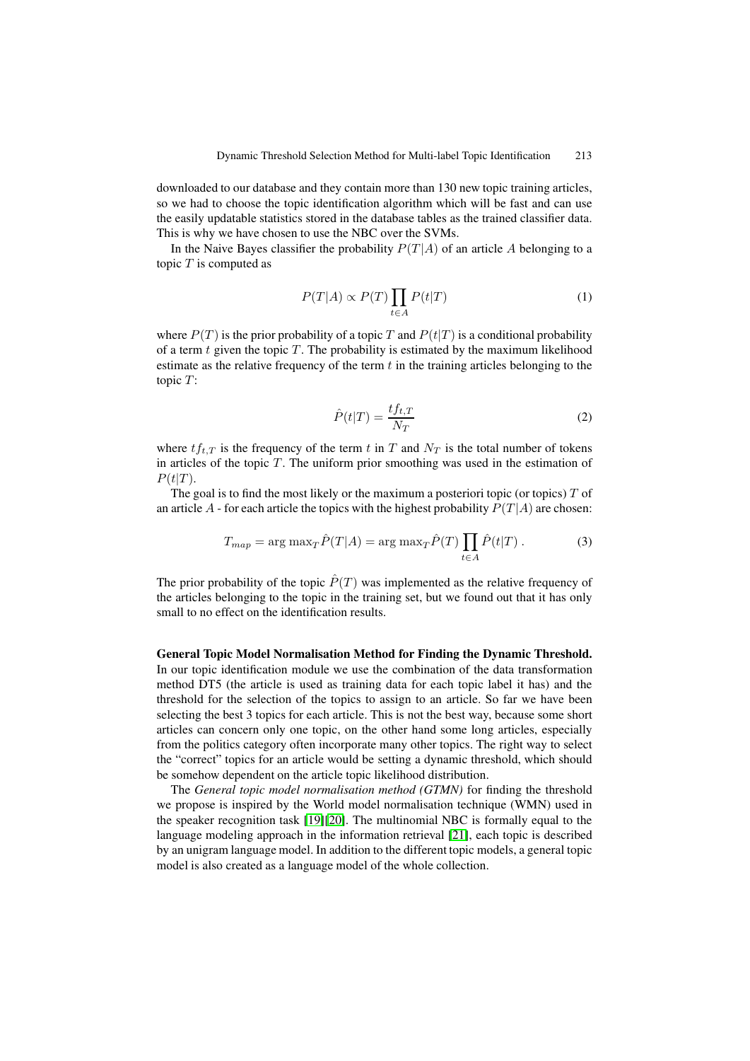downloaded to our database and they contain more than 130 new topic training articles, so we had to choose the topic identification algorithm which will be fast and can use the easily updatable statistics stored in the database tables as the trained classifier data. This is why we have chosen to use the NBC over the SVMs.

In the Naive Bayes classifier the probability $P(T|A)$ of an article $A$ belonging to a topic $T$ is computed as

$$P(T|A) \propto P(T) \prod_{t \in A} P(t|T) \tag{1}$$

where $P(T)$ is the prior probability of a topic $T$ and $P(t|T)$ is a conditional probability of a term $t$ given the topic $T$. The probability is estimated by the maximum likelihood estimate as the relative frequency of the term $t$ in the training articles belonging to the topic $T$:

$$\hat{P}(t|T) = \frac{tf_{t,T}}{N_T} \tag{2}$$

where $tf_{t,T}$ is the frequency of the term $t$ in $T$ and $N_T$ is the total number of tokens in articles of the topic $T$. The uniform prior smoothing was used in the estimation of $P(t|T)$.

The goal is to find the most likely or the maximum a posteriori topic (or topics) $T$ of an article $A$ - for each article the topics with the highest probability $P(T|A)$ are chosen:

$$T_{map} = \arg\max_T \hat{P}(T|A) = \arg\max_T \hat{P}(T) \prod_{t \in A} \hat{P}(t|T)\ . \tag{3}$$

The prior probability of the topic $\hat{P}(T)$ was implemented as the relative frequency of the articles belonging to the topic in the training set, but we found out that it has only small to no effect on the identification results.

**General Topic Model Normalisation Method for Finding the Dynamic Threshold.** In our topic identification module we use the combination of the data transformation method DT5 (the article is used as training data for each topic label it has) and the threshold for the selection of the topics to assign to an article. So far we have been selecting the best 3 topics for each article. This is not the best way, because some short articles can concern only one topic, on the other hand some long articles, especially from the politics category often incorporate many other topics. The right way to select the "correct" topics for an article would be setting a dynamic threshold, which should be somehow dependent on the article topic likelihood distribution.

The *General topic model normalisation method (GTMN)* for finding the threshold we propose is inspired by the World model normalisation technique (WMN) used in the speaker recognition task [19][20]. The multinomial NBC is formally equal to the language modeling approach in the information retrieval [21], each topic is described by an unigram language model. In addition to the different topic models, a general topic model is also created as a language model of the whole collection.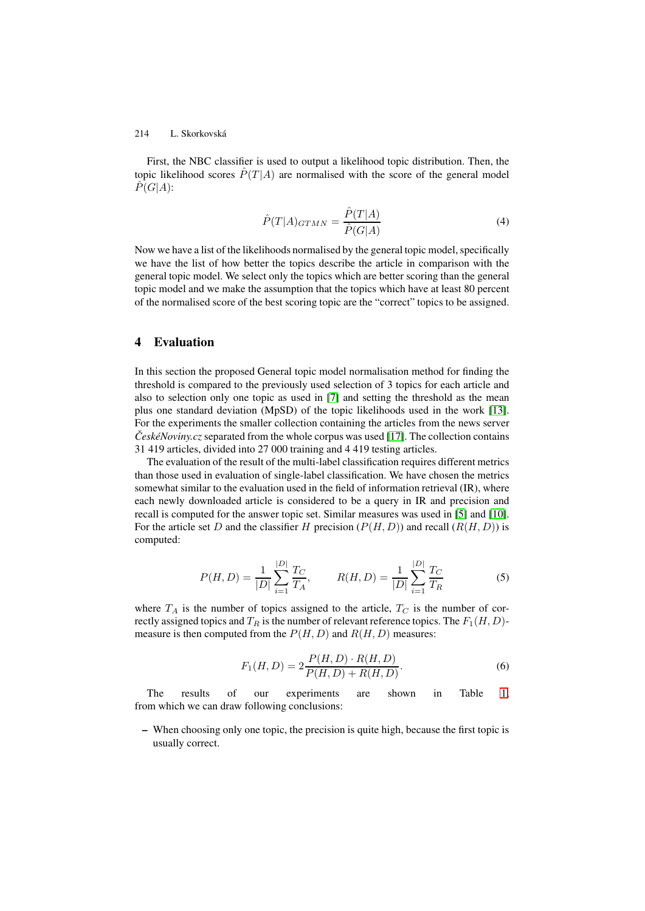First, the NBC classifier is used to output a likelihood topic distribution. Then, the topic likelihood scores $\hat{P}(T|A)$ are normalised with the score of the general model $\hat{P}(G|A)$:

$$\hat{P}(T|A)_{GTMN} = \frac{\hat{P}(T|A)}{\hat{P}(G|A)} \tag{4}$$

Now we have a list of the likelihoods normalised by the general topic model, specifically we have the list of how better the topics describe the article in comparison with the general topic model. We select only the topics which are better scoring than the general topic model and we make the assumption that the topics which have at least 80 percent of the normalised score of the best scoring topic are the "correct" topics to be assigned.

## 4 Evaluation

In this section the proposed General topic model normalisation method for finding the threshold is compared to the previously used selection of 3 topics for each article and also to selection only one topic as used in [7] and setting the threshold as the mean plus one standard deviation (MpSD) of the topic likelihoods used in the work [13]. For the experiments the smaller collection containing the articles from the news server *ČeskéNoviny.cz* separated from the whole corpus was used [17]. The collection contains 31 419 articles, divided into 27 000 training and 4 419 testing articles.

The evaluation of the result of the multi-label classification requires different metrics than those used in evaluation of single-label classification. We have chosen the metrics somewhat similar to the evaluation used in the field of information retrieval (IR), where each newly downloaded article is considered to be a query in IR and precision and recall is computed for the answer topic set. Similar measures was used in [5] and [10]. For the article set $D$ and the classifier $H$ precision ($P(H,D)$) and recall ($R(H,D)$) is computed:

$$P(H,D) = \frac{1}{|D|}\sum_{i=1}^{|D|}\frac{T_C}{T_A}, \qquad R(H,D) = \frac{1}{|D|}\sum_{i=1}^{|D|}\frac{T_C}{T_R} \tag{5}$$

where $T_A$ is the number of topics assigned to the article, $T_C$ is the number of correctly assigned topics and $T_R$ is the number of relevant reference topics. The $F_1(H,D)$-measure is then computed from the $P(H,D)$ and $R(H,D)$ measures:

$$F_1(H,D) = 2\frac{P(H,D)\cdot R(H,D)}{P(H,D)+R(H,D)}. \tag{6}$$

The results of our experiments are shown in Table 1, from which we can draw following conclusions:

- When choosing only one topic, the precision is quite high, because the first topic is usually correct.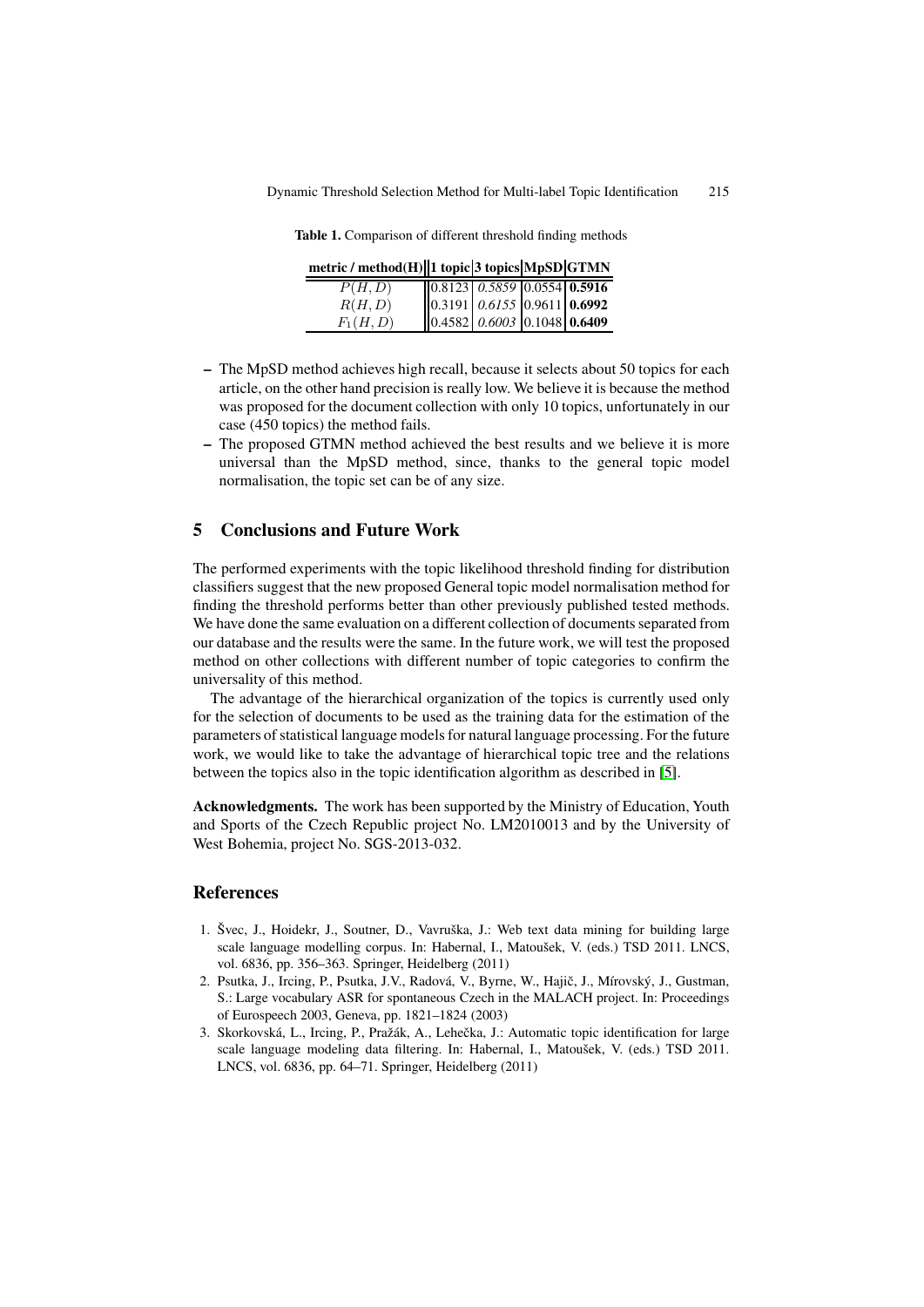**Table 1.** Comparison of different threshold finding methods

| metric / method(H) | 1 topic | 3 topics | MpSD | GTMN |
|---|---|---|---|---|
| $P(H, D)$ | 0.8123 | *0.5859* | 0.0554 | **0.5916** |
| $R(H, D)$ | 0.3191 | *0.6155* | 0.9611 | **0.6992** |
| $F_1(H, D)$ | 0.4582 | *0.6003* | 0.1048 | **0.6409** |

- The MpSD method achieves high recall, because it selects about 50 topics for each article, on the other hand precision is really low. We believe it is because the method was proposed for the document collection with only 10 topics, unfortunately in our case (450 topics) the method fails.
- The proposed GTMN method achieved the best results and we believe it is more universal than the MpSD method, since, thanks to the general topic model normalisation, the topic set can be of any size.

## 5 Conclusions and Future Work

The performed experiments with the topic likelihood threshold finding for distribution classifiers suggest that the new proposed General topic model normalisation method for finding the threshold performs better than other previously published tested methods. We have done the same evaluation on a different collection of documents separated from our database and the results were the same. In the future work, we will test the proposed method on other collections with different number of topic categories to confirm the universality of this method.

The advantage of the hierarchical organization of the topics is currently used only for the selection of documents to be used as the training data for the estimation of the parameters of statistical language models for natural language processing. For the future work, we would like to take the advantage of hierarchical topic tree and the relations between the topics also in the topic identification algorithm as described in [5].

**Acknowledgments.** The work has been supported by the Ministry of Education, Youth and Sports of the Czech Republic project No. LM2010013 and by the University of West Bohemia, project No. SGS-2013-032.

## References

1. Švec, J., Hoidekr, J., Soutner, D., Vavruška, J.: Web text data mining for building large scale language modelling corpus. In: Habernal, I., Matoušek, V. (eds.) TSD 2011. LNCS, vol. 6836, pp. 356–363. Springer, Heidelberg (2011)
2. Psutka, J., Ircing, P., Psutka, J.V., Radová, V., Byrne, W., Hajič, J., Mírovský, J., Gustman, S.: Large vocabulary ASR for spontaneous Czech in the MALACH project. In: Proceedings of Eurospeech 2003, Geneva, pp. 1821–1824 (2003)
3. Skorkovská, L., Ircing, P., Pražák, A., Lehečka, J.: Automatic topic identification for large scale language modeling data filtering. In: Habernal, I., Matoušek, V. (eds.) TSD 2011. LNCS, vol. 6836, pp. 64–71. Springer, Heidelberg (2011)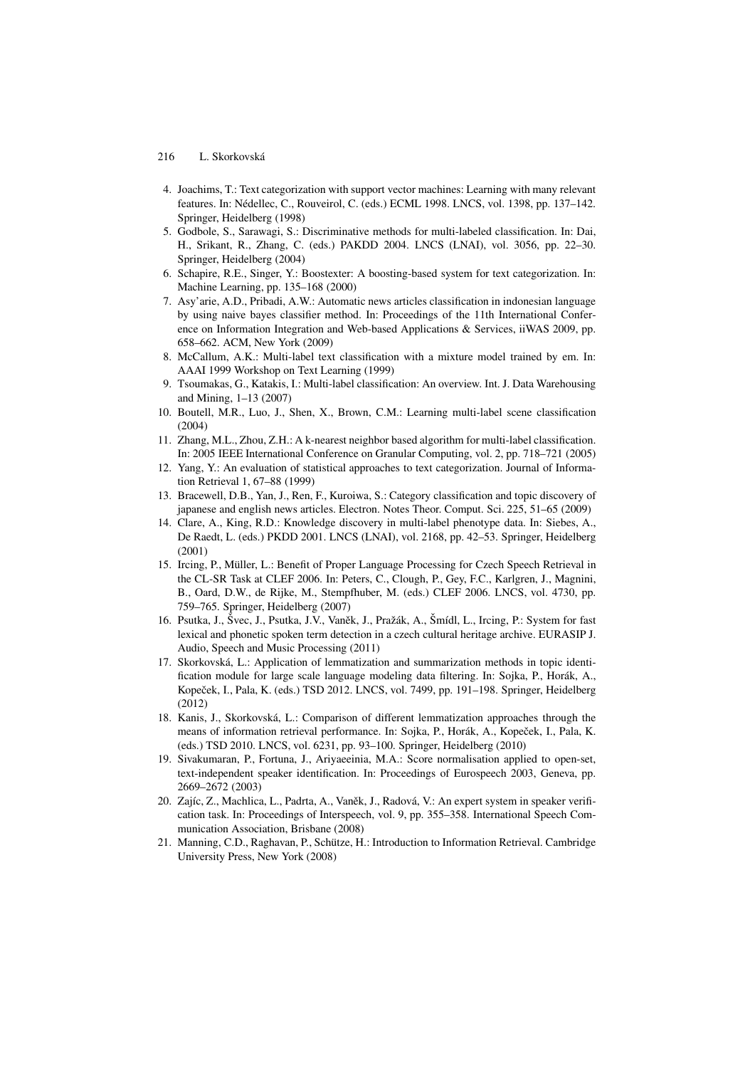4. Joachims, T.: Text categorization with support vector machines: Learning with many relevant features. In: Nédellec, C., Rouveirol, C. (eds.) ECML 1998. LNCS, vol. 1398, pp. 137–142. Springer, Heidelberg (1998)
5. Godbole, S., Sarawagi, S.: Discriminative methods for multi-labeled classification. In: Dai, H., Srikant, R., Zhang, C. (eds.) PAKDD 2004. LNCS (LNAI), vol. 3056, pp. 22–30. Springer, Heidelberg (2004)
6. Schapire, R.E., Singer, Y.: Boostexter: A boosting-based system for text categorization. In: Machine Learning, pp. 135–168 (2000)
7. Asy'arie, A.D., Pribadi, A.W.: Automatic news articles classification in indonesian language by using naive bayes classifier method. In: Proceedings of the 11th International Conference on Information Integration and Web-based Applications & Services, iiWAS 2009, pp. 658–662. ACM, New York (2009)
8. McCallum, A.K.: Multi-label text classification with a mixture model trained by em. In: AAAI 1999 Workshop on Text Learning (1999)
9. Tsoumakas, G., Katakis, I.: Multi-label classification: An overview. Int. J. Data Warehousing and Mining, 1–13 (2007)
10. Boutell, M.R., Luo, J., Shen, X., Brown, C.M.: Learning multi-label scene classification (2004)
11. Zhang, M.L., Zhou, Z.H.: A k-nearest neighbor based algorithm for multi-label classification. In: 2005 IEEE International Conference on Granular Computing, vol. 2, pp. 718–721 (2005)
12. Yang, Y.: An evaluation of statistical approaches to text categorization. Journal of Information Retrieval 1, 67–88 (1999)
13. Bracewell, D.B., Yan, J., Ren, F., Kuroiwa, S.: Category classification and topic discovery of japanese and english news articles. Electron. Notes Theor. Comput. Sci. 225, 51–65 (2009)
14. Clare, A., King, R.D.: Knowledge discovery in multi-label phenotype data. In: Siebes, A., De Raedt, L. (eds.) PKDD 2001. LNCS (LNAI), vol. 2168, pp. 42–53. Springer, Heidelberg (2001)
15. Ircing, P., Müller, L.: Benefit of Proper Language Processing for Czech Speech Retrieval in the CL-SR Task at CLEF 2006. In: Peters, C., Clough, P., Gey, F.C., Karlgren, J., Magnini, B., Oard, D.W., de Rijke, M., Stempfhuber, M. (eds.) CLEF 2006. LNCS, vol. 4730, pp. 759–765. Springer, Heidelberg (2007)
16. Psutka, J., Švec, J., Psutka, J.V., Vaněk, J., Pražák, A., Šmídl, L., Ircing, P.: System for fast lexical and phonetic spoken term detection in a czech cultural heritage archive. EURASIP J. Audio, Speech and Music Processing (2011)
17. Skorkovská, L.: Application of lemmatization and summarization methods in topic identification module for large scale language modeling data filtering. In: Sojka, P., Horák, A., Kopeček, I., Pala, K. (eds.) TSD 2012. LNCS, vol. 7499, pp. 191–198. Springer, Heidelberg (2012)
18. Kanis, J., Skorkovská, L.: Comparison of different lemmatization approaches through the means of information retrieval performance. In: Sojka, P., Horák, A., Kopeček, I., Pala, K. (eds.) TSD 2010. LNCS, vol. 6231, pp. 93–100. Springer, Heidelberg (2010)
19. Sivakumaran, P., Fortuna, J., Ariyaeeinia, M.A.: Score normalisation applied to open-set, text-independent speaker identification. In: Proceedings of Eurospeech 2003, Geneva, pp. 2669–2672 (2003)
20. Zajíc, Z., Machlica, L., Padrta, A., Vaněk, J., Radová, V.: An expert system in speaker verification task. In: Proceedings of Interspeech, vol. 9, pp. 355–358. International Speech Communication Association, Brisbane (2008)
21. Manning, C.D., Raghavan, P., Schütze, H.: Introduction to Information Retrieval. Cambridge University Press, New York (2008)